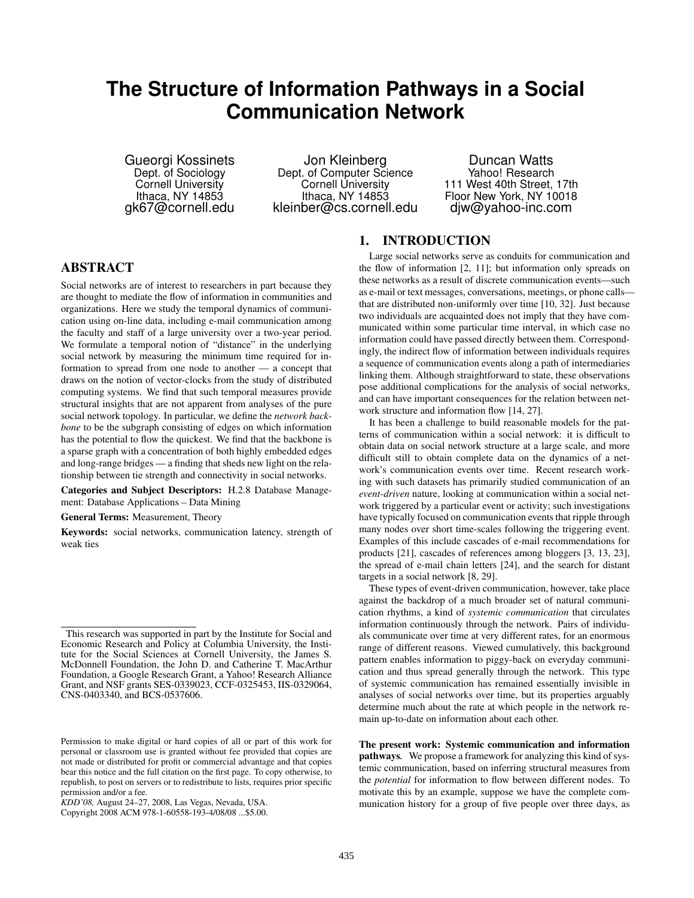# The Structure of Information Pathways in a Social Communication Network

Gueorgi Kossinets
Dept. of Sociology
Cornell University
Ithaca, NY 14853
gk67@cornell.edu

Jon Kleinberg
Dept. of Computer Science
Cornell University
Ithaca, NY 14853
kleinber@cs.cornell.edu

Duncan Watts
Yahoo! Research
111 West 40th Street, 17th Floor New York, NY 10018
djw@yahoo-inc.com

## ABSTRACT

Social networks are of interest to researchers in part because they are thought to mediate the flow of information in communities and organizations. Here we study the temporal dynamics of communication using on-line data, including e-mail communication among the faculty and staff of a large university over a two-year period. We formulate a temporal notion of "distance" in the underlying social network by measuring the minimum time required for information to spread from one node to another — a concept that draws on the notion of vector-clocks from the study of distributed computing systems. We find that such temporal measures provide structural insights that are not apparent from analyses of the pure social network topology. In particular, we define the *network backbone* to be the subgraph consisting of edges on which information has the potential to flow the quickest. We find that the backbone is a sparse graph with a concentration of both highly embedded edges and long-range bridges — a finding that sheds new light on the relationship between tie strength and connectivity in social networks.

**Categories and Subject Descriptors:** H.2.8 Database Management: Database Applications – Data Mining

**General Terms:** Measurement, Theory

**Keywords:** social networks, communication latency, strength of weak ties

This research was supported in part by the Institute for Social and Economic Research and Policy at Columbia University, the Institute for the Social Sciences at Cornell University, the James S. McDonnell Foundation, the John D. and Catherine T. MacArthur Foundation, a Google Research Grant, a Yahoo! Research Alliance Grant, and NSF grants SES-0339023, CCF-0325453, IIS-0329064, CNS-0403340, and BCS-0537606.

Permission to make digital or hard copies of all or part of this work for personal or classroom use is granted without fee provided that copies are not made or distributed for profit or commercial advantage and that copies bear this notice and the full citation on the first page. To copy otherwise, to republish, to post on servers or to redistribute to lists, requires prior specific permission and/or a fee.
*KDD'08,* August 24–27, 2008, Las Vegas, Nevada, USA.
Copyright 2008 ACM 978-1-60558-193-4/08/08 ...$5.00.

## 1. INTRODUCTION

Large social networks serve as conduits for communication and the flow of information [2, 11]; but information only spreads on these networks as a result of discrete communication events—such as e-mail or text messages, conversations, meetings, or phone calls—that are distributed non-uniformly over time [10, 32]. Just because two individuals are acquainted does not imply that they have communicated within some particular time interval, in which case no information could have passed directly between them. Correspondingly, the indirect flow of information between individuals requires a sequence of communication events along a path of intermediaries linking them. Although straightforward to state, these observations pose additional complications for the analysis of social networks, and can have important consequences for the relation between network structure and information flow [14, 27].

It has been a challenge to build reasonable models for the patterns of communication within a social network: it is difficult to obtain data on social network structure at a large scale, and more difficult still to obtain complete data on the dynamics of a network's communication events over time. Recent research working with such datasets has primarily studied communication of an *event-driven* nature, looking at communication within a social network triggered by a particular event or activity; such investigations have typically focused on communication events that ripple through many nodes over short time-scales following the triggering event. Examples of this include cascades of e-mail recommendations for products [21], cascades of references among bloggers [3, 13, 23], the spread of e-mail chain letters [24], and the search for distant targets in a social network [8, 29].

These types of event-driven communication, however, take place against the backdrop of a much broader set of natural communication rhythms, a kind of *systemic communication* that circulates information continuously through the network. Pairs of individuals communicate over time at very different rates, for an enormous range of different reasons. Viewed cumulatively, this background pattern enables information to piggy-back on everyday communication and thus spread generally through the network. This type of systemic communication has remained essentially invisible in analyses of social networks over time, but its properties arguably determine much about the rate at which people in the network remain up-to-date on information about each other.

**The present work: Systemic communication and information pathways.** We propose a framework for analyzing this kind of systemic communication, based on inferring structural measures from the *potential* for information to flow between different nodes. To motivate this by an example, suppose we have the complete communication history for a group of five people over three days, as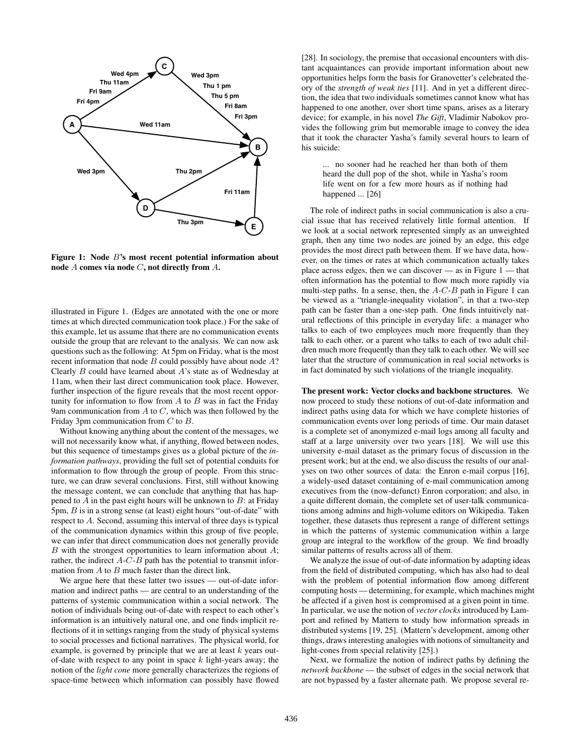Wed 4pm
Thu 11am
Fri 9am
Fri 4pm
Wed 3pm
Thu 1 pm
Thu 5 pm
Fri 8am
Fri 3pm
Wed 11am
Wed 3pm
Thu 2pm
Fri 11am
Thu 3pm
A
B
C
D
E

**Figure 1: Node $B$'s most recent potential information about node $A$ comes via node $C$, not directly from $A$.**

illustrated in Figure 1. (Edges are annotated with the one or more times at which directed communication took place.) For the sake of this example, let us assume that there are no communication events outside the group that are relevant to the analysis. We can now ask questions such as the following: At 5pm on Friday, what is the most recent information that node $B$ could possibly have about node $A$? Clearly $B$ could have learned about $A$'s state as of Wednesday at 11am, when their last direct communication took place. However, further inspection of the figure reveals that the most recent opportunity for information to flow from $A$ to $B$ was in fact the Friday 9am communication from $A$ to $C$, which was then followed by the Friday 3pm communication from $C$ to $B$.

Without knowing anything about the content of the messages, we will not necessarily know what, if anything, flowed between nodes, but this sequence of timestamps gives us a global picture of the *information pathways*, providing the full set of potential conduits for information to flow through the group of people. From this structure, we can draw several conclusions. First, still without knowing the message content, we can conclude that anything that has happened to $A$ in the past eight hours will be unknown to $B$: at Friday 5pm, $B$ is in a strong sense (at least) eight hours "out-of-date" with respect to $A$. Second, assuming this interval of three days is typical of the communication dynamics within this group of five people, we can infer that direct communication does not generally provide $B$ with the strongest opportunities to learn information about $A$; rather, the indirect $A$-$C$-$B$ path has the potential to transmit information from $A$ to $B$ much faster than the direct link.

We argue here that these latter two issues — out-of-date information and indirect paths — are central to an understanding of the patterns of systemic communication within a social network. The notion of individuals being out-of-date with respect to each other's information is an intuitively natural one, and one finds implicit reflections of it in settings ranging from the study of physical systems to social processes and fictional narratives. The physical world, for example, is governed by principle that we are at least $k$ years out-of-date with respect to any point in space $k$ light-years away; the notion of the *light cone* more generally characterizes the regions of space-time between which information can possibly have flowed [28]. In sociology, the premise that occasional encounters with distant acquaintances can provide important information about new opportunities helps form the basis for Granovetter's celebrated theory of the *strength of weak ties* [11]. And in yet a different direction, the idea that two individuals sometimes cannot know what has happened to one another, over short time spans, arises as a literary device; for example, in his novel *The Gift*, Vladimir Nabokov provides the following grim but memorable image to convey the idea that it took the character Yasha's family several hours to learn of his suicide:

> ... no sooner had he reached her than both of them heard the dull pop of the shot, while in Yasha's room life went on for a few more hours as if nothing had happened ... [26]

The role of indirect paths in social communication is also a crucial issue that has received relatively little formal attention. If we look at a social network represented simply as an unweighted graph, then any time two nodes are joined by an edge, this edge provides the most direct path between them. If we have data, however, on the times or rates at which communication actually takes place across edges, then we can discover — as in Figure 1 — that often information has the potential to flow much more rapidly via multi-step paths. In a sense, then, the $A$-$C$-$B$ path in Figure 1 can be viewed as a "triangle-inequality violation", in that a two-step path can be faster than a one-step path. One finds intuitively natural reflections of this principle in everyday life: a manager who talks to each of two employees much more frequently than they talk to each other, or a parent who talks to each of two adult children much more frequently than they talk to each other. We will see later that the structure of communication in real social networks is in fact dominated by such violations of the triangle inequality.

**The present work: Vector clocks and backbone structures.** We now proceed to study these notions of out-of-date information and indirect paths using data for which we have complete histories of communication events over long periods of time. Our main dataset is a complete set of anonymized e-mail logs among all faculty and staff at a large university over two years [18]. We will use this university e-mail dataset as the primary focus of discussion in the present work; but at the end, we also discuss the results of our analyses on two other sources of data: the Enron e-mail corpus [16], a widely-used dataset containing of e-mail communication among executives from the (now-defunct) Enron corporation; and also, in a quite different domain, the complete set of user-talk communications among admins and high-volume editors on Wikipedia. Taken together, these datasets thus represent a range of different settings in which the patterns of systemic communication within a large group are integral to the workflow of the group. We find broadly similar patterns of results across all of them.

We analyze the issue of out-of-date information by adapting ideas from the field of distributed computing, which has also had to deal with the problem of potential information flow among different computing hosts — determining, for example, which machines might be affected if a given host is compromised at a given point in time. In particular, we use the notion of *vector clocks* introduced by Lamport and refined by Mattern to study how information spreads in distributed systems [19, 25]. (Mattern's development, among other things, draws interesting analogies with notions of simultaneity and light-cones from special relativity [25].)

Next, we formalize the notion of indirect paths by defining the *network backbone* — the subset of edges in the social network that are not bypassed by a faster alternate path. We propose several re-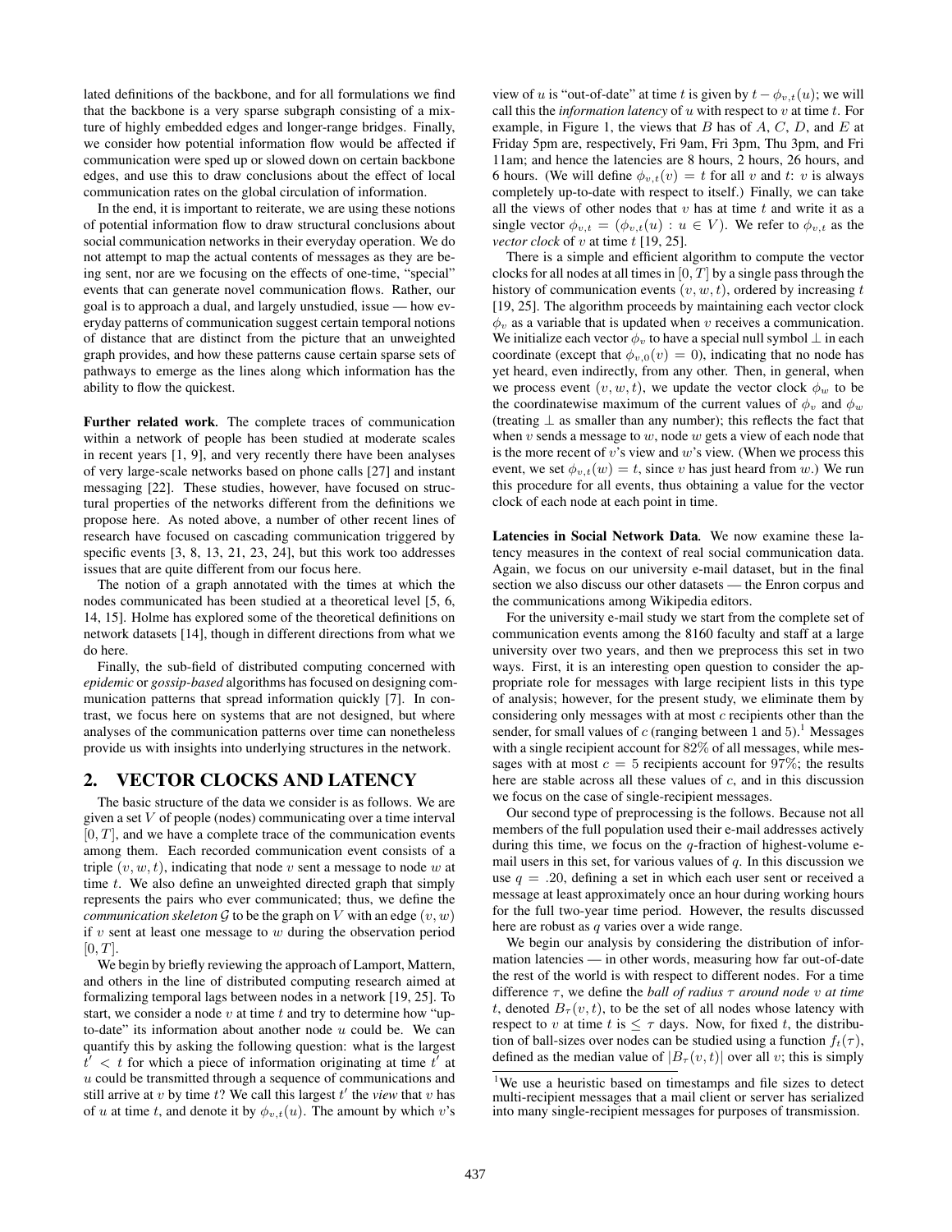lated definitions of the backbone, and for all formulations we find that the backbone is a very sparse subgraph consisting of a mixture of highly embedded edges and longer-range bridges. Finally, we consider how potential information flow would be affected if communication were sped up or slowed down on certain backbone edges, and use this to draw conclusions about the effect of local communication rates on the global circulation of information.

In the end, it is important to reiterate, we are using these notions of potential information flow to draw structural conclusions about social communication networks in their everyday operation. We do not attempt to map the actual contents of messages as they are being sent, nor are we focusing on the effects of one-time, "special" events that can generate novel communication flows. Rather, our goal is to approach a dual, and largely unstudied, issue — how everyday patterns of communication suggest certain temporal notions of distance that are distinct from the picture that an unweighted graph provides, and how these patterns cause certain sparse sets of pathways to emerge as the lines along which information has the ability to flow the quickest.

**Further related work.** The complete traces of communication within a network of people has been studied at moderate scales in recent years [1, 9], and very recently there have been analyses of very large-scale networks based on phone calls [27] and instant messaging [22]. These studies, however, have focused on structural properties of the networks different from the definitions we propose here. As noted above, a number of other recent lines of research have focused on cascading communication triggered by specific events [3, 8, 13, 21, 23, 24], but this work too addresses issues that are quite different from our focus here.

The notion of a graph annotated with the times at which the nodes communicated has been studied at a theoretical level [5, 6, 14, 15]. Holme has explored some of the theoretical definitions on network datasets [14], though in different directions from what we do here.

Finally, the sub-field of distributed computing concerned with *epidemic* or *gossip-based* algorithms has focused on designing communication patterns that spread information quickly [7]. In contrast, we focus here on systems that are not designed, but where analyses of the communication patterns over time can nonetheless provide us with insights into underlying structures in the network.

## 2. VECTOR CLOCKS AND LATENCY

The basic structure of the data we consider is as follows. We are given a set $V$ of people (nodes) communicating over a time interval $[0, T]$, and we have a complete trace of the communication events among them. Each recorded communication event consists of a triple $(v, w, t)$, indicating that node $v$ sent a message to node $w$ at time $t$. We also define an unweighted directed graph that simply represents the pairs who ever communicated; thus, we define the *communication skeleton* $\mathcal{G}$ to be the graph on $V$ with an edge $(v, w)$ if $v$ sent at least one message to $w$ during the observation period $[0, T]$.

We begin by briefly reviewing the approach of Lamport, Mattern, and others in the line of distributed computing research aimed at formalizing temporal lags between nodes in a network [19, 25]. To start, we consider a node $v$ at time $t$ and try to determine how "up-to-date" its information about another node $u$ could be. We can quantify this by asking the following question: what is the largest $t' < t$ for which a piece of information originating at time $t'$ at $u$ could be transmitted through a sequence of communications and still arrive at $v$ by time $t$? We call this largest $t'$ the *view* that $v$ has of $u$ at time $t$, and denote it by $\phi_{v,t}(u)$. The amount by which $v$'s view of $u$ is "out-of-date" at time $t$ is given by $t - \phi_{v,t}(u)$; we will call this the *information latency* of $u$ with respect to $v$ at time $t$. For example, in Figure 1, the views that $B$ has of $A$, $C$, $D$, and $E$ at Friday 5pm are, respectively, Fri 9am, Fri 3pm, Thu 3pm, and Fri 11am; and hence the latencies are 8 hours, 2 hours, 26 hours, and 6 hours. (We will define $\phi_{v,t}(v) = t$ for all $v$ and $t$: $v$ is always completely up-to-date with respect to itself.) Finally, we can take all the views of other nodes that $v$ has at time $t$ and write it as a single vector $\phi_{v,t} = (\phi_{v,t}(u) : u \in V)$. We refer to $\phi_{v,t}$ as the *vector clock* of $v$ at time $t$ [19, 25].

There is a simple and efficient algorithm to compute the vector clocks for all nodes at all times in $[0, T]$ by a single pass through the history of communication events $(v, w, t)$, ordered by increasing $t$ [19, 25]. The algorithm proceeds by maintaining each vector clock $\phi_v$ as a variable that is updated when $v$ receives a communication. We initialize each vector $\phi_v$ to have a special null symbol $\perp$ in each coordinate (except that $\phi_{v,0}(v) = 0$), indicating that no node has yet heard, even indirectly, from any other. Then, in general, when we process event $(v, w, t)$, we update the vector clock $\phi_w$ to be the coordinatewise maximum of the current values of $\phi_v$ and $\phi_w$ (treating $\perp$ as smaller than any number); this reflects the fact that when $v$ sends a message to $w$, node $w$ gets a view of each node that is the more recent of $v$'s view and $w$'s view. (When we process this event, we set $\phi_{v,t}(w) = t$, since $v$ has just heard from $w$.) We run this procedure for all events, thus obtaining a value for the vector clock of each node at each point in time.

**Latencies in Social Network Data.** We now examine these latency measures in the context of real social communication data. Again, we focus on our university e-mail dataset, but in the final section we also discuss our other datasets — the Enron corpus and the communications among Wikipedia editors.

For the university e-mail study we start from the complete set of communication events among the 8160 faculty and staff at a large university over two years, and then we preprocess this set in two ways. First, it is an interesting open question to consider the appropriate role for messages with large recipient lists in this type of analysis; however, for the present study, we eliminate them by considering only messages with at most $c$ recipients other than the sender, for small values of $c$ (ranging between 1 and 5).[1] Messages with a single recipient account for 82% of all messages, while messages with at most $c = 5$ recipients account for 97%; the results here are stable across all these values of $c$, and in this discussion we focus on the case of single-recipient messages.

Our second type of preprocessing is the follows. Because not all members of the full population used their e-mail addresses actively during this time, we focus on the $q$-fraction of highest-volume e-mail users in this set, for various values of $q$. In this discussion we use $q = .20$, defining a set in which each user sent or received a message at least approximately once an hour during working hours for the full two-year time period. However, the results discussed here are robust as $q$ varies over a wide range.

We begin our analysis by considering the distribution of information latencies — in other words, measuring how far out-of-date the rest of the world is with respect to different nodes. For a time difference $\tau$, we define the *ball of radius $\tau$ around node $v$ at time $t$*, denoted $B_\tau(v, t)$, to be the set of all nodes whose latency with respect to $v$ at time $t$ is $\leq \tau$ days. Now, for fixed $t$, the distribution of ball-sizes over nodes can be studied using a function $f_t(\tau)$, defined as the median value of $|B_\tau(v, t)|$ over all $v$; this is simply

[1] We use a heuristic based on timestamps and file sizes to detect multi-recipient messages that a mail client or server has serialized into many single-recipient messages for purposes of transmission.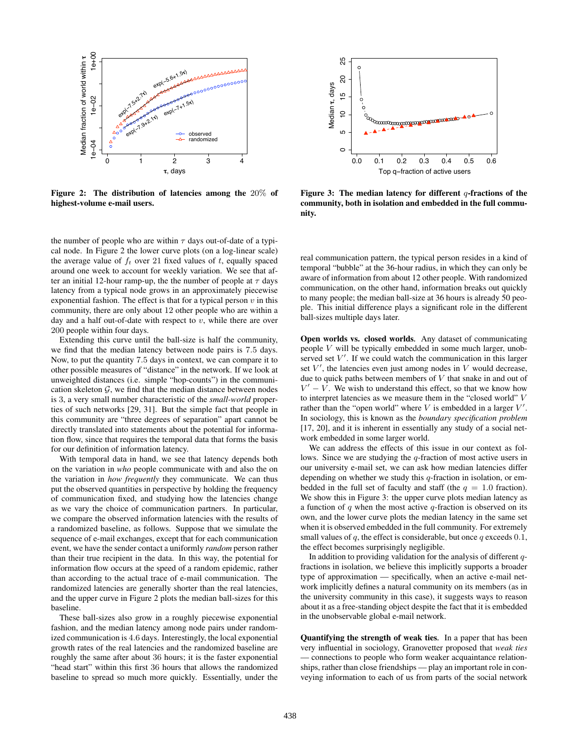Median fraction of world within τ

1e+00

1e−02

1e−04

0 1 2 3 4

τ, days

exp(−5.6+1.5τ)

exp(−7.5+2.7τ)

exp(−7+1.5τ)

exp(−7.9+2.1τ)

observed

randomized

**Figure 2: The distribution of latencies among the 20% of highest-volume e-mail users.**

Median τ, days

0 5 10 15 20 25

0.0 0.1 0.2 0.3 0.4 0.5 0.6

Top q−fraction of active users

**Figure 3: The median latency for different $q$-fractions of the community, both in isolation and embedded in the full community.**

the number of people who are within $\tau$ days out-of-date of a typical node. In Figure 2 the lower curve plots (on a log-linear scale) the average value of $f_t$ over 21 fixed values of $t$, equally spaced around one week to account for weekly variation. We see that after an initial 12-hour ramp-up, the the number of people at $\tau$ days latency from a typical node grows in an approximately piecewise exponential fashion. The effect is that for a typical person $v$ in this community, there are only about 12 other people who are within a day and a half out-of-date with respect to $v$, while there are over 200 people within four days.

Extending this curve until the ball-size is half the community, we find that the median latency between node pairs is 7.5 days. Now, to put the quantity 7.5 days in context, we can compare it to other possible measures of "distance" in the network. If we look at unweighted distances (i.e. simple "hop-counts") in the communication skeleton $\mathcal{G}$, we find that the median distance between nodes is 3, a very small number characteristic of the *small-world* properties of such networks [29, 31]. But the simple fact that people in this community are "three degrees of separation" apart cannot be directly translated into statements about the potential for information flow, since that requires the temporal data that forms the basis for our definition of information latency.

With temporal data in hand, we see that latency depends both on the variation in *who* people communicate with and also the on the variation in *how frequently* they communicate. We can thus put the observed quantities in perspective by holding the frequency of communication fixed, and studying how the latencies change as we vary the choice of communication partners. In particular, we compare the observed information latencies with the results of a randomized baseline, as follows. Suppose that we simulate the sequence of e-mail exchanges, except that for each communication event, we have the sender contact a uniformly *random* person rather than their true recipient in the data. In this way, the potential for information flow occurs at the speed of a random epidemic, rather than according to the actual trace of e-mail communication. The randomized latencies are generally shorter than the real latencies, and the upper curve in Figure 2 plots the median ball-sizes for this baseline.

These ball-sizes also grow in a roughly piecewise exponential fashion, and the median latency among node pairs under randomized communication is 4.6 days. Interestingly, the local exponential growth rates of the real latencies and the randomized baseline are roughly the same after about 36 hours; it is the faster exponential "head start" within this first 36 hours that allows the randomized baseline to spread so much more quickly. Essentially, under the real communication pattern, the typical person resides in a kind of temporal "bubble" at the 36-hour radius, in which they can only be aware of information from about 12 other people. With randomized communication, on the other hand, information breaks out quickly to many people; the median ball-size at 36 hours is already 50 people. This initial difference plays a significant role in the different ball-sizes multiple days later.

**Open worlds vs. closed worlds.** Any dataset of communicating people $V$ will be typically embedded in some much larger, unobserved set $V'$. If we could watch the communication in this larger set $V'$, the latencies even just among nodes in $V$ would decrease, due to quick paths between members of $V$ that snake in and out of $V' - V$. We wish to understand this effect, so that we know how to interpret latencies as we measure them in the "closed world" $V$ rather than the "open world" where $V$ is embedded in a larger $V'$. In sociology, this is known as the *boundary specification problem* [17, 20], and it is inherent in essentially any study of a social network embedded in some larger world.

We can address the effects of this issue in our context as follows. Since we are studying the $q$-fraction of most active users in our university e-mail set, we can ask how median latencies differ depending on whether we study this $q$-fraction in isolation, or embedded in the full set of faculty and staff (the $q = 1.0$ fraction). We show this in Figure 3: the upper curve plots median latency as a function of $q$ when the most active $q$-fraction is observed on its own, and the lower curve plots the median latency in the same set when it is observed embedded in the full community. For extremely small values of $q$, the effect is considerable, but once $q$ exceeds 0.1, the effect becomes surprisingly negligible.

In addition to providing validation for the analysis of different $q$-fractions in isolation, we believe this implicitly supports a broader type of approximation — specifically, when an active e-mail network implicitly defines a natural community on its members (as in the university community in this case), it suggests ways to reason about it as a free-standing object despite the fact that it is embedded in the unobservable global e-mail network.

**Quantifying the strength of weak ties.** In a paper that has been very influential in sociology, Granovetter proposed that *weak ties* — connections to people who form weaker acquaintance relationships, rather than close friendships — play an important role in conveying information to each of us from parts of the social network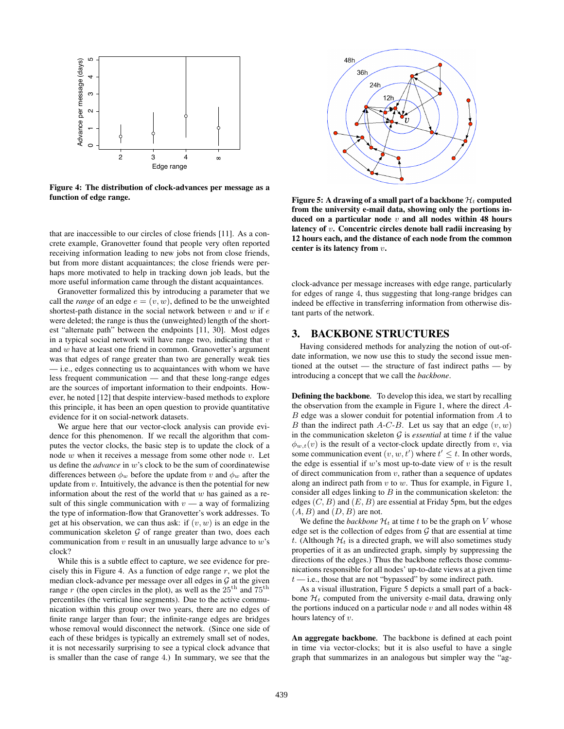Advance per message (days)

0 1 2 3 4 5

2 3 4 ∞

Edge range

**Figure 4: The distribution of clock-advances per message as a function of edge range.**

that are inaccessible to our circles of close friends [11]. As a concrete example, Granovetter found that people very often reported receiving information leading to new jobs not from close friends, but from more distant acquaintances; the close friends were perhaps more motivated to help in tracking down job leads, but the more useful information came through the distant acquaintances.

Granovetter formalized this by introducing a parameter that we call the *range* of an edge $e = (v, w)$, defined to be the unweighted shortest-path distance in the social network between $v$ and $w$ if $e$ were deleted; the range is thus the (unweighted) length of the shortest "alternate path" between the endpoints [11, 30]. Most edges in a typical social network will have range two, indicating that $v$ and $w$ have at least one friend in common. Granovetter's argument was that edges of range greater than two are generally weak ties — i.e., edges connecting us to acquaintances with whom we have less frequent communication — and that these long-range edges are the sources of important information to their endpoints. However, he noted [12] that despite interview-based methods to explore this principle, it has been an open question to provide quantitative evidence for it on social-network datasets.

We argue here that our vector-clock analysis can provide evidence for this phenomenon. If we recall the algorithm that computes the vector clocks, the basic step is to update the clock of a node $w$ when it receives a message from some other node $v$. Let us define the *advance* in $w$'s clock to be the sum of coordinatewise differences between $\phi_w$ before the update from $v$ and $\phi_w$ after the update from $v$. Intuitively, the advance is then the potential for new information about the rest of the world that $w$ has gained as a result of this single communication with $v$ — a way of formalizing the type of information-flow that Granovetter's work addresses. To get at his observation, we can thus ask: if $(v, w)$ is an edge in the communication skeleton $\mathcal{G}$ of range greater than two, does each communication from $v$ result in an unusually large advance to $w$'s clock?

While this is a subtle effect to capture, we see evidence for precisely this in Figure 4. As a function of edge range $r$, we plot the median clock-advance per message over all edges in $\mathcal{G}$ at the given range $r$ (the open circles in the plot), as well as the $25^{\text{th}}$ and $75^{\text{th}}$ percentiles (the vertical line segments). Due to the active communication within this group over two years, there are no edges of finite range larger than four; the infinite-range edges are bridges whose removal would disconnect the network. (Since one side of each of these bridges is typically an extremely small set of nodes, it is not necessarily surprising to see a typical clock advance that is smaller than the case of range 4.) In summary, we see that the clock-advance per message increases with edge range, particularly for edges of range 4, thus suggesting that long-range bridges can indeed be effective in transferring information from otherwise distant parts of the network.

48h
36h
24h
12h
$v$

**Figure 5: A drawing of a small part of a backbone $\mathcal{H}_t$ computed from the university e-mail data, showing only the portions induced on a particular node $v$ and all nodes within 48 hours latency of $v$. Concentric circles denote ball radii increasing by 12 hours each, and the distance of each node from the common center is its latency from $v$.**

## 3. BACKBONE STRUCTURES

Having considered methods for analyzing the notion of out-of-date information, we now use this to study the second issue mentioned at the outset — the structure of fast indirect paths — by introducing a concept that we call the *backbone*.

**Defining the backbone.** To develop this idea, we start by recalling the observation from the example in Figure 1, where the direct $A$-$B$ edge was a slower conduit for potential information from $A$ to $B$ than the indirect path $A$-$C$-$B$. Let us say that an edge $(v, w)$ in the communication skeleton $\mathcal{G}$ is *essential* at time $t$ if the value $\phi_{w,t}(v)$ is the result of a vector-clock update directly from $v$, via some communication event $(v, w, t')$ where $t' \leq t$. In other words, the edge is essential if $w$'s most up-to-date view of $v$ is the result of direct communication from $v$, rather than a sequence of updates along an indirect path from $v$ to $w$. Thus for example, in Figure 1, consider all edges linking to $B$ in the communication skeleton: the edges $(C, B)$ and $(E, B)$ are essential at Friday 5pm, but the edges $(A, B)$ and $(D, B)$ are not.

We define the *backbone* $\mathcal{H}_t$ at time $t$ to be the graph on $V$ whose edge set is the collection of edges from $\mathcal{G}$ that are essential at time $t$. (Although $\mathcal{H}_t$ is a directed graph, we will also sometimes study properties of it as an undirected graph, simply by suppressing the directions of the edges.) Thus the backbone reflects those communications responsible for all nodes' up-to-date views at a given time $t$ — i.e., those that are not "bypassed" by some indirect path.

As a visual illustration, Figure 5 depicts a small part of a backbone $\mathcal{H}_t$ computed from the university e-mail data, drawing only the portions induced on a particular node $v$ and all nodes within 48 hours latency of $v$.

**An aggregate backbone.** The backbone is defined at each point in time via vector-clocks; but it is also useful to have a single graph that summarizes in an analogous but simpler way the "ag-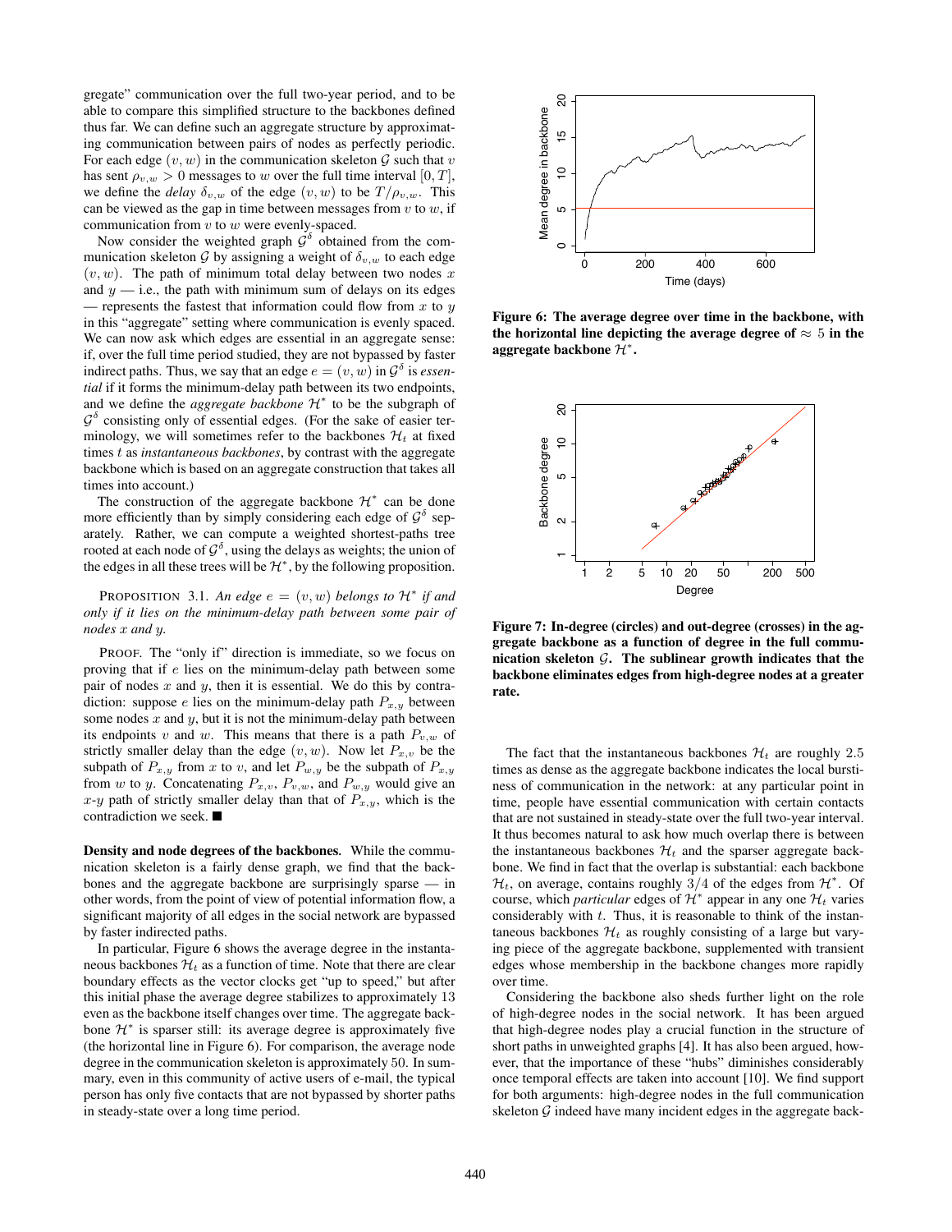gregate" communication over the full two-year period, and to be able to compare this simplified structure to the backbones defined thus far. We can define such an aggregate structure by approximating communication between pairs of nodes as perfectly periodic. For each edge $(v, w)$ in the communication skeleton $\mathcal{G}$ such that $v$ has sent $\rho_{v,w} > 0$ messages to $w$ over the full time interval $[0, T]$, we define the *delay* $\delta_{v,w}$ of the edge $(v, w)$ to be $T/\rho_{v,w}$. This can be viewed as the gap in time between messages from $v$ to $w$, if communication from $v$ to $w$ were evenly-spaced.

Now consider the weighted graph $\mathcal{G}^\delta$ obtained from the communication skeleton $\mathcal{G}$ by assigning a weight of $\delta_{v,w}$ to each edge $(v, w)$. The path of minimum total delay between two nodes $x$ and $y$ — i.e., the path with minimum sum of delays on its edges — represents the fastest that information could flow from $x$ to $y$ in this "aggregate" setting where communication is evenly spaced. We can now ask which edges are essential in an aggregate sense: if, over the full time period studied, they are not bypassed by faster indirect paths. Thus, we say that an edge $e = (v, w)$ in $\mathcal{G}^\delta$ is *essential* if it forms the minimum-delay path between its two endpoints, and we define the *aggregate backbone* $\mathcal{H}^*$ to be the subgraph of $\mathcal{G}^\delta$ consisting only of essential edges. (For the sake of easier terminology, we will sometimes refer to the backbones $\mathcal{H}_t$ at fixed times $t$ as *instantaneous backbones*, by contrast with the aggregate backbone which is based on an aggregate construction that takes all times into account.)

The construction of the aggregate backbone $\mathcal{H}^*$ can be done more efficiently than by simply considering each edge of $\mathcal{G}^\delta$ separately. Rather, we can compute a weighted shortest-paths tree rooted at each node of $\mathcal{G}^\delta$, using the delays as weights; the union of the edges in all these trees will be $\mathcal{H}^*$, by the following proposition.

PROPOSITION 3.1. *An edge $e = (v, w)$ belongs to $\mathcal{H}^*$ if and only if it lies on the minimum-delay path between some pair of nodes $x$ and $y$.*

PROOF. The "only if" direction is immediate, so we focus on proving that if $e$ lies on the minimum-delay path between some pair of nodes $x$ and $y$, then it is essential. We do this by contradiction: suppose $e$ lies on the minimum-delay path $P_{x,y}$ between some nodes $x$ and $y$, but it is not the minimum-delay path between its endpoints $v$ and $w$. This means that there is a path $P_{v,w}$ of strictly smaller delay than the edge $(v, w)$. Now let $P_{x,v}$ be the subpath of $P_{x,y}$ from $x$ to $v$, and let $P_{w,y}$ be the subpath of $P_{x,y}$ from $w$ to $y$. Concatenating $P_{x,v}$, $P_{v,w}$, and $P_{w,y}$ would give an $x$-$y$ path of strictly smaller delay than that of $P_{x,y}$, which is the contradiction we seek. ■

**Density and node degrees of the backbones.** While the communication skeleton is a fairly dense graph, we find that the backbones and the aggregate backbone are surprisingly sparse — in other words, from the point of view of potential information flow, a significant majority of all edges in the social network are bypassed by faster indirected paths.

In particular, Figure 6 shows the average degree in the instantaneous backbones $\mathcal{H}_t$ as a function of time. Note that there are clear boundary effects as the vector clocks get "up to speed," but after this initial phase the average degree stabilizes to approximately 13 even as the backbone itself changes over time. The aggregate backbone $\mathcal{H}^*$ is sparser still: its average degree is approximately five (the horizontal line in Figure 6). For comparison, the average node degree in the communication skeleton is approximately 50. In summary, even in this community of active users of e-mail, the typical person has only five contacts that are not bypassed by shorter paths in steady-state over a long time period.

**Figure 6: The average degree over time in the backbone, with the horizontal line depicting the average degree of $\approx 5$ in the aggregate backbone $\mathcal{H}^*$.**

**Figure 7: In-degree (circles) and out-degree (crosses) in the aggregate backbone as a function of degree in the full communication skeleton $\mathcal{G}$. The sublinear growth indicates that the backbone eliminates edges from high-degree nodes at a greater rate.**

The fact that the instantaneous backbones $\mathcal{H}_t$ are roughly 2.5 times as dense as the aggregate backbone indicates the local burstiness of communication in the network: at any particular point in time, people have essential communication with certain contacts that are not sustained in steady-state over the full two-year interval. It thus becomes natural to ask how much overlap there is between the instantaneous backbones $\mathcal{H}_t$ and the sparser aggregate backbone. We find in fact that the overlap is substantial: each backbone $\mathcal{H}_t$, on average, contains roughly $3/4$ of the edges from $\mathcal{H}^*$. Of course, which *particular* edges of $\mathcal{H}^*$ appear in any one $\mathcal{H}_t$ varies considerably with $t$. Thus, it is reasonable to think of the instantaneous backbones $\mathcal{H}_t$ as roughly consisting of a large but varying piece of the aggregate backbone, supplemented with transient edges whose membership in the backbone changes more rapidly over time.

Considering the backbone also sheds further light on the role of high-degree nodes in the social network. It has been argued that high-degree nodes play a crucial function in the structure of short paths in unweighted graphs [4]. It has also been argued, however, that the importance of these "hubs" diminishes considerably once temporal effects are taken into account [10]. We find support for both arguments: high-degree nodes in the full communication skeleton $\mathcal{G}$ indeed have many incident edges in the aggregate back-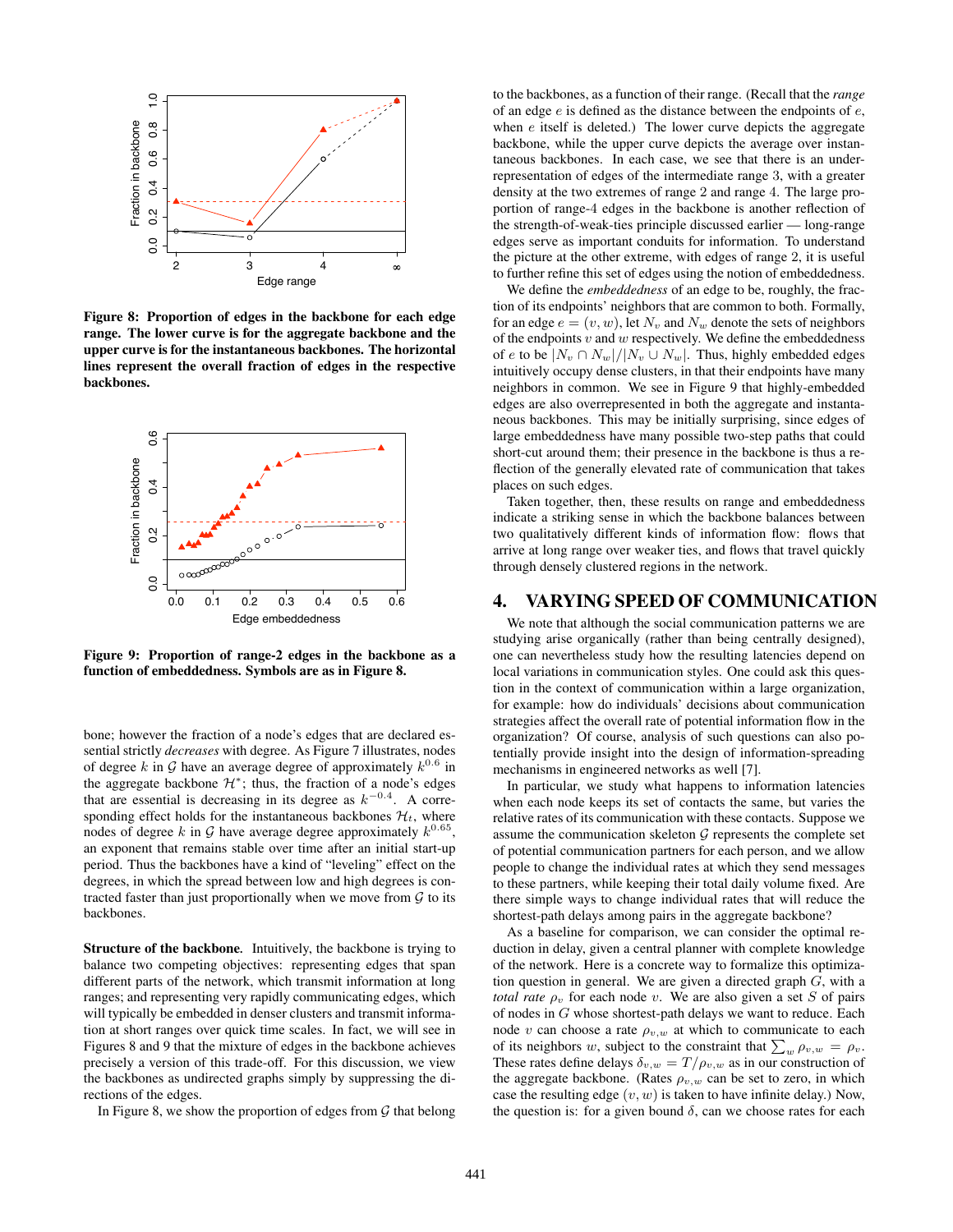Fraction in backbone

0.0 0.2 0.4 0.6 0.8 1.0

2 3 4 ∞

Edge range

**Figure 8: Proportion of edges in the backbone for each edge range. The lower curve is for the aggregate backbone and the upper curve is for the instantaneous backbones. The horizontal lines represent the overall fraction of edges in the respective backbones.**

Fraction in backbone

0.0 0.2 0.4 0.6

0.0 0.1 0.2 0.3 0.4 0.5 0.6

Edge embeddedness

**Figure 9: Proportion of range-2 edges in the backbone as a function of embeddedness. Symbols are as in Figure 8.**

bone; however the fraction of a node's edges that are declared essential strictly *decreases* with degree. As Figure 7 illustrates, nodes of degree $k$ in $\mathcal{G}$ have an average degree of approximately $k^{0.6}$ in the aggregate backbone $\mathcal{H}^*$; thus, the fraction of a node's edges that are essential is decreasing in its degree as $k^{-0.4}$. A corresponding effect holds for the instantaneous backbones $\mathcal{H}_t$, where nodes of degree $k$ in $\mathcal{G}$ have average degree approximately $k^{0.65}$, an exponent that remains stable over time after an initial start-up period. Thus the backbones have a kind of "leveling" effect on the degrees, in which the spread between low and high degrees is contracted faster than just proportionally when we move from $\mathcal{G}$ to its backbones.

**Structure of the backbone.** Intuitively, the backbone is trying to balance two competing objectives: representing edges that span different parts of the network, which transmit information at long ranges; and representing very rapidly communicating edges, which will typically be embedded in denser clusters and transmit information at short ranges over quick time scales. In fact, we will see in Figures 8 and 9 that the mixture of edges in the backbone achieves precisely a version of this trade-off. For this discussion, we view the backbones as undirected graphs simply by suppressing the directions of the edges.

In Figure 8, we show the proportion of edges from $\mathcal{G}$ that belong to the backbones, as a function of their range. (Recall that the *range* of an edge $e$ is defined as the distance between the endpoints of $e$, when $e$ itself is deleted.) The lower curve depicts the aggregate backbone, while the upper curve depicts the average over instantaneous backbones. In each case, we see that there is an under-representation of edges of the intermediate range 3, with a greater density at the two extremes of range 2 and range 4. The large proportion of range-4 edges in the backbone is another reflection of the strength-of-weak-ties principle discussed earlier — long-range edges serve as important conduits for information. To understand the picture at the other extreme, with edges of range 2, it is useful to further refine this set of edges using the notion of embeddedness.

We define the *embeddedness* of an edge to be, roughly, the fraction of its endpoints' neighbors that are common to both. Formally, for an edge $e = (v, w)$, let $N_v$ and $N_w$ denote the sets of neighbors of the endpoints $v$ and $w$ respectively. We define the embeddedness of $e$ to be $|N_v \cap N_w|/|N_v \cup N_w|$. Thus, highly embedded edges intuitively occupy dense clusters, in that their endpoints have many neighbors in common. We see in Figure 9 that highly-embedded edges are also overrepresented in both the aggregate and instantaneous backbones. This may be initially surprising, since edges of large embeddedness have many possible two-step paths that could short-cut around them; their presence in the backbone is thus a reflection of the generally elevated rate of communication that takes places on such edges.

Taken together, then, these results on range and embeddedness indicate a striking sense in which the backbone balances between two qualitatively different kinds of information flow: flows that arrive at long range over weaker ties, and flows that travel quickly through densely clustered regions in the network.

## 4. VARYING SPEED OF COMMUNICATION

We note that although the social communication patterns we are studying arise organically (rather than being centrally designed), one can nevertheless study how the resulting latencies depend on local variations in communication styles. One could ask this question in the context of communication within a large organization, for example: how do individuals' decisions about communication strategies affect the overall rate of potential information flow in the organization? Of course, analysis of such questions can also potentially provide insight into the design of information-spreading mechanisms in engineered networks as well [7].

In particular, we study what happens to information latencies when each node keeps its set of contacts the same, but varies the relative rates of its communication with these contacts. Suppose we assume the communication skeleton $\mathcal{G}$ represents the complete set of potential communication partners for each person, and we allow people to change the individual rates at which they send messages to these partners, while keeping their total daily volume fixed. Are there simple ways to change individual rates that will reduce the shortest-path delays among pairs in the aggregate backbone?

As a baseline for comparison, we can consider the optimal reduction in delay, given a central planner with complete knowledge of the network. Here is a concrete way to formalize this optimization question in general. We are given a directed graph $G$, with a *total rate* $\rho_v$ for each node $v$. We are also given a set $S$ of pairs of nodes in $G$ whose shortest-path delays we want to reduce. Each node $v$ can choose a rate $\rho_{v,w}$ at which to communicate to each of its neighbors $w$, subject to the constraint that $\sum_w \rho_{v,w} = \rho_v$. These rates define delays $\delta_{v,w} = T/\rho_{v,w}$ as in our construction of the aggregate backbone. (Rates $\rho_{v,w}$ can be set to zero, in which case the resulting edge $(v, w)$ is taken to have infinite delay.) Now, the question is: for a given bound $\delta$, can we choose rates for each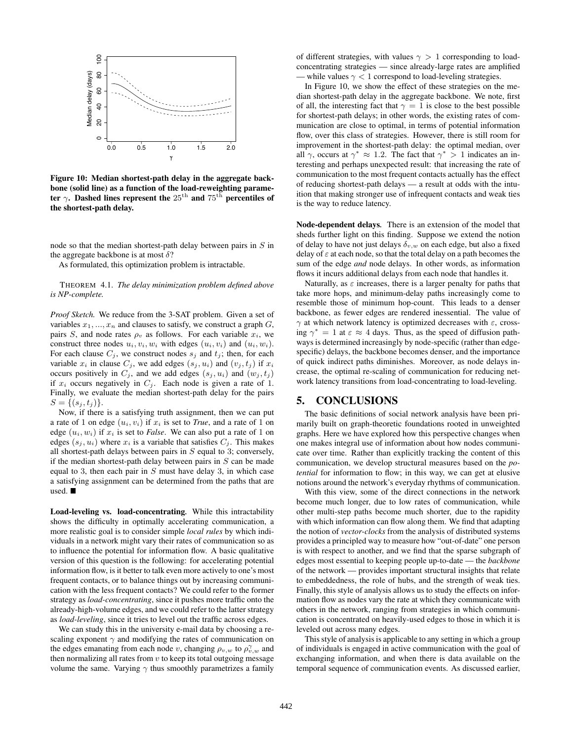100
80
60
40
20
0
Median delay (days)
0.0
0.5
1.0
1.5
2.0
γ

**Figure 10: Median shortest-path delay in the aggregate backbone (solid line) as a function of the load-reweighting parameter $\gamma$. Dashed lines represent the $25^{\text{th}}$ and $75^{\text{th}}$ percentiles of the shortest-path delay.**

node so that the median shortest-path delay between pairs in $S$ in the aggregate backbone is at most $\delta$?

As formulated, this optimization problem is intractable.

THEOREM 4.1. *The delay minimization problem defined above is NP-complete.*

*Proof Sketch.* We reduce from the 3-SAT problem. Given a set of variables $x_1, ..., x_n$ and clauses to satisfy, we construct a graph $G$, pairs $S$, and node rates $\rho_v$ as follows. For each variable $x_i$, we construct three nodes $u_i, v_i, w_i$ with edges $(u_i, v_i)$ and $(u_i, w_i)$. For each clause $C_j$, we construct nodes $s_j$ and $t_j$; then, for each variable $x_i$ in clause $C_j$, we add edges $(s_j, u_i)$ and $(v_j, t_j)$ if $x_i$ occurs positively in $C_j$, and we add edges $(s_j, u_i)$ and $(w_j, t_j)$ if $x_i$ occurs negatively in $C_j$. Each node is given a rate of 1. Finally, we evaluate the median shortest-path delay for the pairs $S = \{(s_j, t_j)\}$.

Now, if there is a satisfying truth assignment, then we can put a rate of 1 on edge $(u_i, v_i)$ if $x_i$ is set to *True*, and a rate of 1 on edge $(u_i, w_i)$ if $x_i$ is set to *False*. We can also put a rate of 1 on edges $(s_j, u_i)$ where $x_i$ is a variable that satisfies $C_j$. This makes all shortest-path delays between pairs in $S$ equal to 3; conversely, if the median shortest-path delay between pairs in $S$ can be made equal to 3, then each pair in $S$ must have delay 3, in which case a satisfying assignment can be determined from the paths that are used. ■

**Load-leveling vs. load-concentrating.** While this intractability shows the difficulty in optimally accelerating communication, a more realistic goal is to consider simple *local rules* by which individuals in a network might vary their rates of communication so as to influence the potential for information flow. A basic qualitative version of this question is the following: for accelerating potential information flow, is it better to talk even more actively to one's most frequent contacts, or to balance things out by increasing communication with the less frequent contacts? We could refer to the former strategy as *load-concentrating*, since it pushes more traffic onto the already-high-volume edges, and we could refer to the latter strategy as *load-leveling*, since it tries to level out the traffic across edges.

We can study this in the university e-mail data by choosing a rescaling exponent $\gamma$ and modifying the rates of communication on the edges emanating from each node $v$, changing $\rho_{v,w}$ to $\rho_{v,w}^{\gamma}$ and then normalizing all rates from $v$ to keep its total outgoing message volume the same. Varying $\gamma$ thus smoothly parametrizes a family of different strategies, with values $\gamma > 1$ corresponding to load-concentrating strategies — since already-large rates are amplified — while values $\gamma < 1$ correspond to load-leveling strategies.

In Figure 10, we show the effect of these strategies on the median shortest-path delay in the aggregate backbone. We note, first of all, the interesting fact that $\gamma = 1$ is close to the best possible for shortest-path delays; in other words, the existing rates of communication are close to optimal, in terms of potential information flow, over this class of strategies. However, there is still room for improvement in the shortest-path delay: the optimal median, over all $\gamma$, occurs at $\gamma^* \approx 1.2$. The fact that $\gamma^* > 1$ indicates an interesting and perhaps unexpected result: that increasing the rate of communication to the most frequent contacts actually has the effect of reducing shortest-path delays — a result at odds with the intuition that making stronger use of infrequent contacts and weak ties is the way to reduce latency.

**Node-dependent delays.** There is an extension of the model that sheds further light on this finding. Suppose we extend the notion of delay to have not just delays $\delta_{v,w}$ on each edge, but also a fixed delay of $\varepsilon$ at each node, so that the total delay on a path becomes the sum of the edge *and* node delays. In other words, as information flows it incurs additional delays from each node that handles it.

Naturally, as $\varepsilon$ increases, there is a larger penalty for paths that take more hops, and minimum-delay paths increasingly come to resemble those of minimum hop-count. This leads to a denser backbone, as fewer edges are rendered inessential. The value of $\gamma$ at which network latency is optimized decreases with $\varepsilon$, crossing $\gamma^* = 1$ at $\varepsilon \approx 4$ days. Thus, as the speed of diffusion pathways is determined increasingly by node-specific (rather than edge-specific) delays, the backbone becomes denser, and the importance of quick indirect paths diminishes. Moreover, as node delays increase, the optimal re-scaling of communication for reducing network latency transitions from load-concentrating to load-leveling.

## 5. CONCLUSIONS

The basic definitions of social network analysis have been primarily built on graph-theoretic foundations rooted in unweighted graphs. Here we have explored how this perspective changes when one makes integral use of information about how nodes communicate over time. Rather than explicitly tracking the content of this communication, we develop structural measures based on the *potential* for information to flow; in this way, we can get at elusive notions around the network's everyday rhythms of communication.

With this view, some of the direct connections in the network become much longer, due to low rates of communication, while other multi-step paths become much shorter, due to the rapidity with which information can flow along them. We find that adapting the notion of *vector-clocks* from the analysis of distributed systems provides a principled way to measure how "out-of-date" one person is with respect to another, and we find that the sparse subgraph of edges most essential to keeping people up-to-date — the *backbone* of the network — provides important structural insights that relate to embeddedness, the role of hubs, and the strength of weak ties. Finally, this style of analysis allows us to study the effects on information flow as nodes vary the rate at which they communicate with others in the network, ranging from strategies in which communication is concentrated on heavily-used edges to those in which it is leveled out across many edges.

This style of analysis is applicable to any setting in which a group of individuals is engaged in active communication with the goal of exchanging information, and when there is data available on the temporal sequence of communication events. As discussed earlier,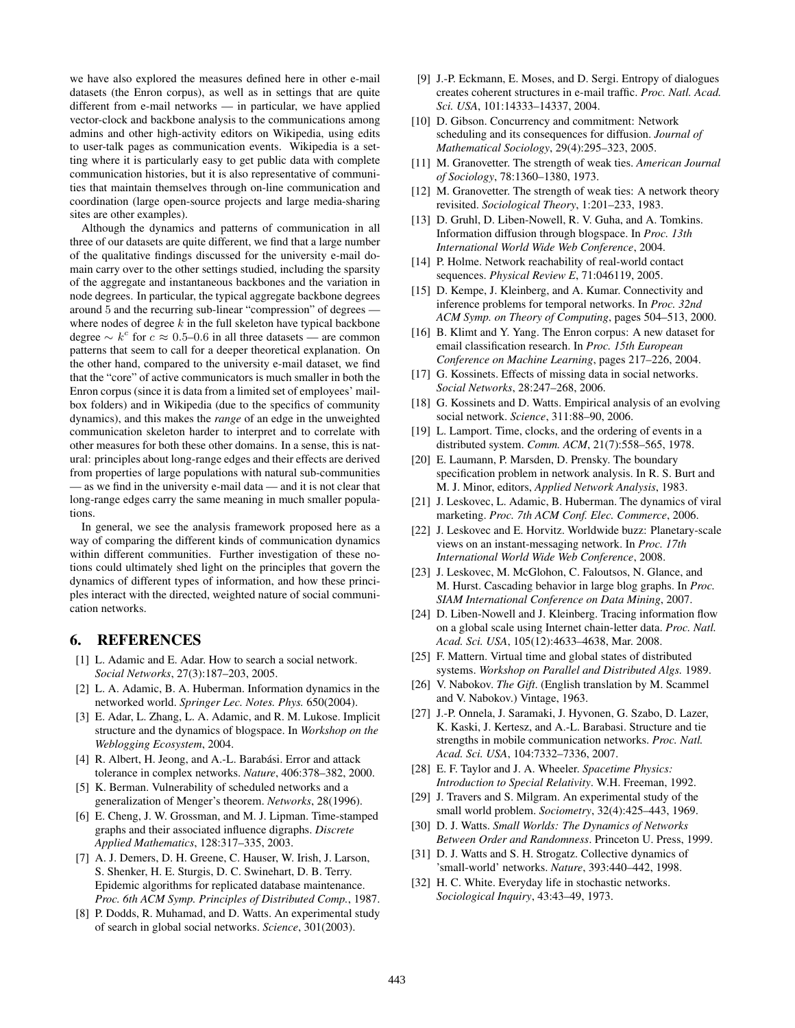we have also explored the measures defined here in other e-mail datasets (the Enron corpus), as well as in settings that are quite different from e-mail networks — in particular, we have applied vector-clock and backbone analysis to the communications among admins and other high-activity editors on Wikipedia, using edits to user-talk pages as communication events. Wikipedia is a setting where it is particularly easy to get public data with complete communication histories, but it is also representative of communities that maintain themselves through on-line communication and coordination (large open-source projects and large media-sharing sites are other examples).

Although the dynamics and patterns of communication in all three of our datasets are quite different, we find that a large number of the qualitative findings discussed for the university e-mail domain carry over to the other settings studied, including the sparsity of the aggregate and instantaneous backbones and the variation in node degrees. In particular, the typical aggregate backbone degrees around 5 and the recurring sub-linear "compression" of degrees — where nodes of degree $k$ in the full skeleton have typical backbone degree $\sim k^c$ for $c \approx 0.5$–$0.6$ in all three datasets — are common patterns that seem to call for a deeper theoretical explanation. On the other hand, compared to the university e-mail dataset, we find that the "core" of active communicators is much smaller in both the Enron corpus (since it is data from a limited set of employees' mailbox folders) and in Wikipedia (due to the specifics of community dynamics), and this makes the *range* of an edge in the unweighted communication skeleton harder to interpret and to correlate with other measures for both these other domains. In a sense, this is natural: principles about long-range edges and their effects are derived from properties of large populations with natural sub-communities — as we find in the university e-mail data — and it is not clear that long-range edges carry the same meaning in much smaller populations.

In general, we see the analysis framework proposed here as a way of comparing the different kinds of communication dynamics within different communities. Further investigation of these notions could ultimately shed light on the principles that govern the dynamics of different types of information, and how these principles interact with the directed, weighted nature of social communication networks.

## 6. REFERENCES

[1] L. Adamic and E. Adar. How to search a social network. *Social Networks*, 27(3):187–203, 2005.

[2] L. A. Adamic, B. A. Huberman. Information dynamics in the networked world. *Springer Lec. Notes. Phys.* 650(2004).

[3] E. Adar, L. Zhang, L. A. Adamic, and R. M. Lukose. Implicit structure and the dynamics of blogspace. In *Workshop on the Weblogging Ecosystem*, 2004.

[4] R. Albert, H. Jeong, and A.-L. Barabási. Error and attack tolerance in complex networks. *Nature*, 406:378–382, 2000.

[5] K. Berman. Vulnerability of scheduled networks and a generalization of Menger's theorem. *Networks*, 28(1996).

[6] E. Cheng, J. W. Grossman, and M. J. Lipman. Time-stamped graphs and their associated influence digraphs. *Discrete Applied Mathematics*, 128:317–335, 2003.

[7] A. J. Demers, D. H. Greene, C. Hauser, W. Irish, J. Larson, S. Shenker, H. E. Sturgis, D. C. Swinehart, D. B. Terry. Epidemic algorithms for replicated database maintenance. *Proc. 6th ACM Symp. Principles of Distributed Comp.*, 1987.

[8] P. Dodds, R. Muhamad, and D. Watts. An experimental study of search in global social networks. *Science*, 301(2003).

[9] J.-P. Eckmann, E. Moses, and D. Sergi. Entropy of dialogues creates coherent structures in e-mail traffic. *Proc. Natl. Acad. Sci. USA*, 101:14333–14337, 2004.

[10] D. Gibson. Concurrency and commitment: Network scheduling and its consequences for diffusion. *Journal of Mathematical Sociology*, 29(4):295–323, 2005.

[11] M. Granovetter. The strength of weak ties. *American Journal of Sociology*, 78:1360–1380, 1973.

[12] M. Granovetter. The strength of weak ties: A network theory revisited. *Sociological Theory*, 1:201–233, 1983.

[13] D. Gruhl, D. Liben-Nowell, R. V. Guha, and A. Tomkins. Information diffusion through blogspace. In *Proc. 13th International World Wide Web Conference*, 2004.

[14] P. Holme. Network reachability of real-world contact sequences. *Physical Review E*, 71:046119, 2005.

[15] D. Kempe, J. Kleinberg, and A. Kumar. Connectivity and inference problems for temporal networks. In *Proc. 32nd ACM Symp. on Theory of Computing*, pages 504–513, 2000.

[16] B. Klimt and Y. Yang. The Enron corpus: A new dataset for email classification research. In *Proc. 15th European Conference on Machine Learning*, pages 217–226, 2004.

[17] G. Kossinets. Effects of missing data in social networks. *Social Networks*, 28:247–268, 2006.

[18] G. Kossinets and D. Watts. Empirical analysis of an evolving social network. *Science*, 311:88–90, 2006.

[19] L. Lamport. Time, clocks, and the ordering of events in a distributed system. *Comm. ACM*, 21(7):558–565, 1978.

[20] E. Laumann, P. Marsden, D. Prensky. The boundary specification problem in network analysis. In R. S. Burt and M. J. Minor, editors, *Applied Network Analysis*, 1983.

[21] J. Leskovec, L. Adamic, B. Huberman. The dynamics of viral marketing. *Proc. 7th ACM Conf. Elec. Commerce*, 2006.

[22] J. Leskovec and E. Horvitz. Worldwide buzz: Planetary-scale views on an instant-messaging network. In *Proc. 17th International World Wide Web Conference*, 2008.

[23] J. Leskovec, M. McGlohon, C. Faloutsos, N. Glance, and M. Hurst. Cascading behavior in large blog graphs. In *Proc. SIAM International Conference on Data Mining*, 2007.

[24] D. Liben-Nowell and J. Kleinberg. Tracing information flow on a global scale using Internet chain-letter data. *Proc. Natl. Acad. Sci. USA*, 105(12):4633–4638, Mar. 2008.

[25] F. Mattern. Virtual time and global states of distributed systems. *Workshop on Parallel and Distributed Algs.* 1989.

[26] V. Nabokov. *The Gift.* (English translation by M. Scammel and V. Nabokov.) Vintage, 1963.

[27] J.-P. Onnela, J. Saramaki, J. Hyvonen, G. Szabo, D. Lazer, K. Kaski, J. Kertesz, and A.-L. Barabasi. Structure and tie strengths in mobile communication networks. *Proc. Natl. Acad. Sci. USA*, 104:7332–7336, 2007.

[28] E. F. Taylor and J. A. Wheeler. *Spacetime Physics: Introduction to Special Relativity*. W.H. Freeman, 1992.

[29] J. Travers and S. Milgram. An experimental study of the small world problem. *Sociometry*, 32(4):425–443, 1969.

[30] D. J. Watts. *Small Worlds: The Dynamics of Networks Between Order and Randomness*. Princeton U. Press, 1999.

[31] D. J. Watts and S. H. Strogatz. Collective dynamics of 'small-world' networks. *Nature*, 393:440–442, 1998.

[32] H. C. White. Everyday life in stochastic networks. *Sociological Inquiry*, 43:43–49, 1973.